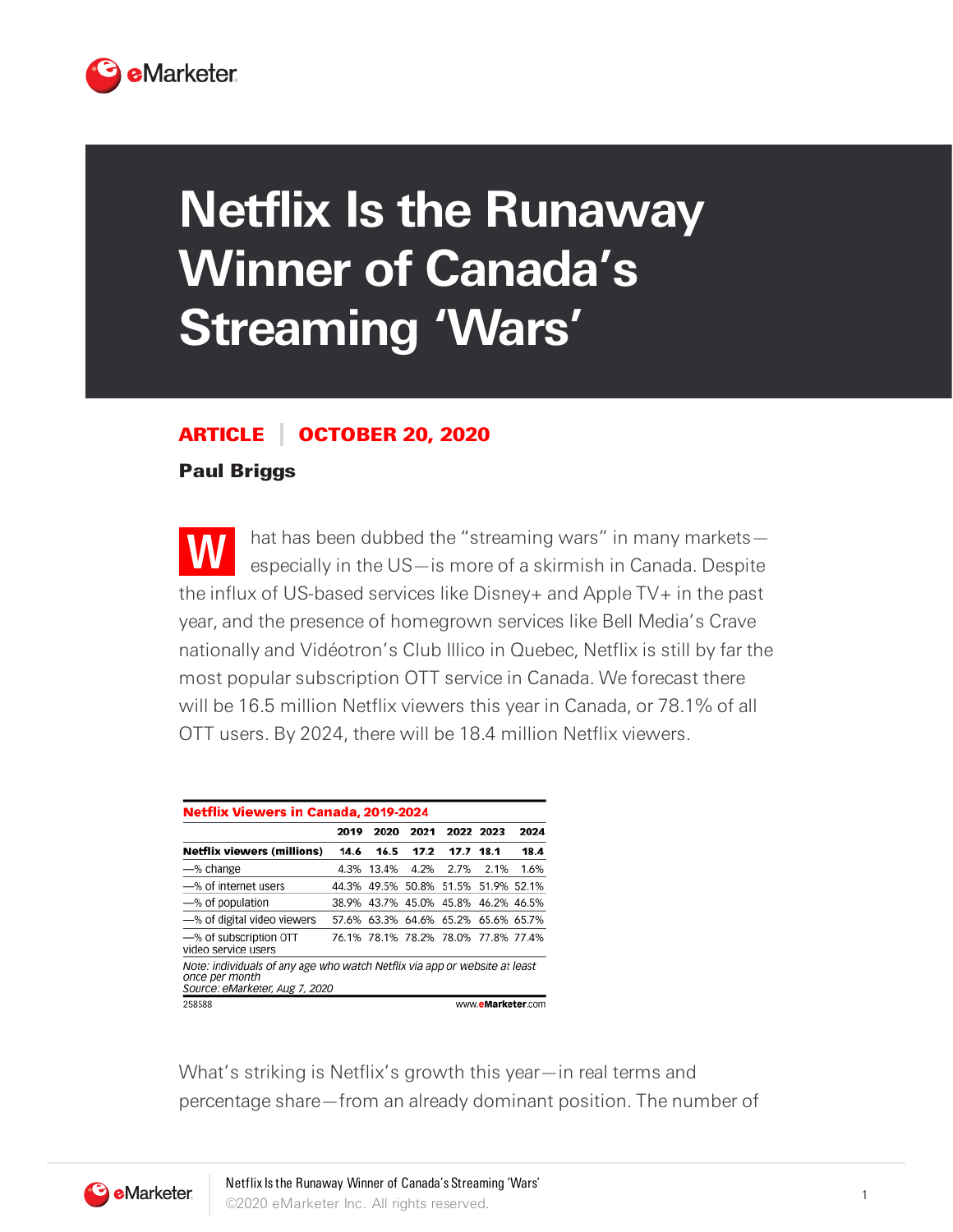# Netflix Is the Runaway Winner of Canada's Streaming 'Wars'

**ARTICLE | OCTOBER 20, 2020**

**Paul Briggs**

What has been dubbed the "streaming wars" in many markets—especially in the US—is more of a skirmish in Canada. Despite the influx of US-based services like Disney+ and Apple TV+ in the past year, and the presence of homegrown services like Bell Media's Crave nationally and Vidéotron's Club Illico in Quebec, Netflix is still by far the most popular subscription OTT service in Canada. We forecast there will be 16.5 million Netflix viewers this year in Canada, or 78.1% of all OTT users. By 2024, there will be 18.4 million Netflix viewers.

**Netflix Viewers in Canada, 2019-2024**

| | 2019 | 2020 | 2021 | 2022 | 2023 | 2024 |
|---|---|---|---|---|---|---|
| **Netflix viewers (millions)** | **14.6** | **16.5** | **17.2** | **17.7** | **18.1** | **18.4** |
| —% change | 4.3% | 13.4% | 4.2% | 2.7% | 2.1% | 1.6% |
| —% of internet users | 44.3% | 49.5% | 50.8% | 51.5% | 51.9% | 52.1% |
| —% of population | 38.9% | 43.7% | 45.0% | 45.8% | 46.2% | 46.5% |
| —% of digital video viewers | 57.6% | 63.3% | 64.6% | 65.2% | 65.6% | 65.7% |
| —% of subscription OTT video service users | 76.1% | 78.1% | 78.2% | 78.0% | 77.8% | 77.4% |

*Note: individuals of any age who watch Netflix via app or website at least once per month*
*Source: eMarketer, Aug 7, 2020*

258588 www.eMarketer.com

What's striking is Netflix's growth this year—in real terms and percentage share—from an already dominant position. The number of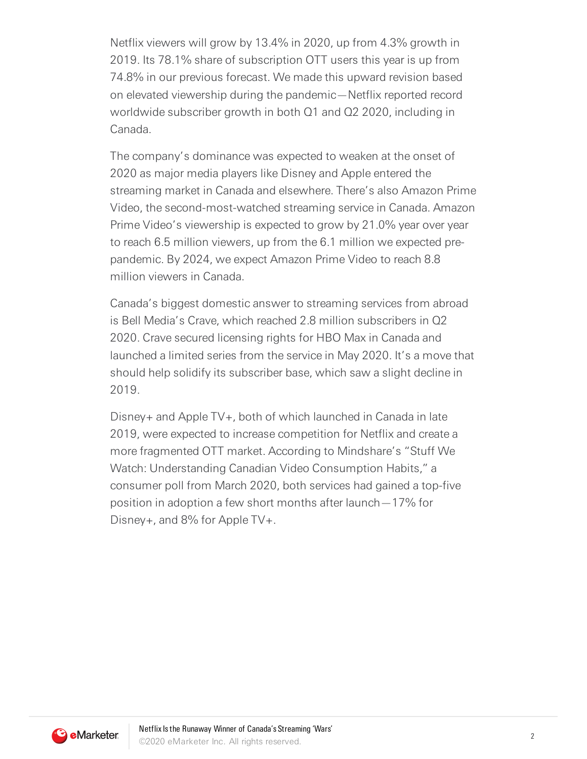Netflix viewers will grow by 13.4% in 2020, up from 4.3% growth in 2019. Its 78.1% share of subscription OTT users this year is up from 74.8% in our previous forecast. We made this upward revision based on elevated viewership during the pandemic—Netflix reported record worldwide subscriber growth in both Q1 and Q2 2020, including in Canada.

The company's dominance was expected to weaken at the onset of 2020 as major media players like Disney and Apple entered the streaming market in Canada and elsewhere. There's also Amazon Prime Video, the second-most-watched streaming service in Canada. Amazon Prime Video's viewership is expected to grow by 21.0% year over year to reach 6.5 million viewers, up from the 6.1 million we expected pre-pandemic. By 2024, we expect Amazon Prime Video to reach 8.8 million viewers in Canada.

Canada's biggest domestic answer to streaming services from abroad is Bell Media's Crave, which reached 2.8 million subscribers in Q2 2020. Crave secured licensing rights for HBO Max in Canada and launched a limited series from the service in May 2020. It's a move that should help solidify its subscriber base, which saw a slight decline in 2019.

Disney+ and Apple TV+, both of which launched in Canada in late 2019, were expected to increase competition for Netflix and create a more fragmented OTT market. According to Mindshare's "Stuff We Watch: Understanding Canadian Video Consumption Habits," a consumer poll from March 2020, both services had gained a top-five position in adoption a few short months after launch—17% for Disney+, and 8% for Apple TV+.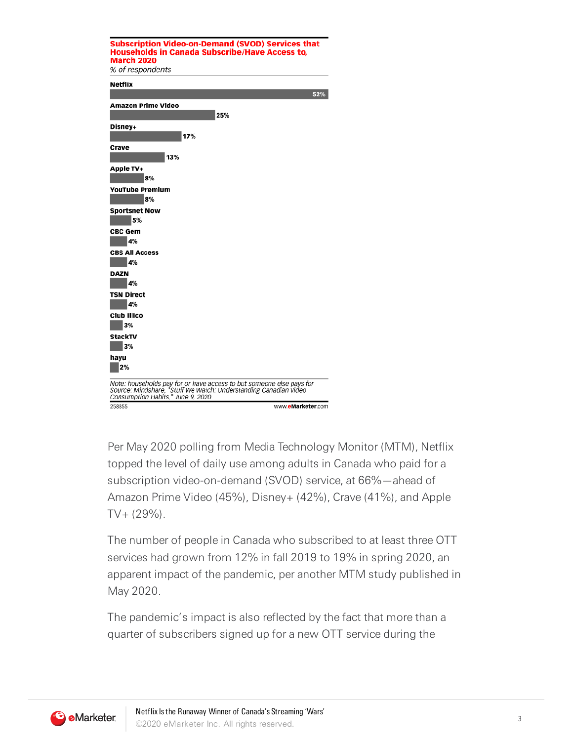**Subscription Video-on-Demand (SVOD) Services that Households in Canada Subscribe/Have Access to, March 2020**

*% of respondents*

| Service | % |
|---|---|
| Netflix | 52% |
| Amazon Prime Video | 25% |
| Disney+ | 17% |
| Crave | 13% |
| Apple TV+ | 8% |
| YouTube Premium | 8% |
| Sportsnet Now | 5% |
| CBC Gem | 4% |
| CBS All Access | 4% |
| DAZN | 4% |
| TSN Direct | 4% |
| Club illico | 3% |
| StackTV | 3% |
| hayu | 2% |

*Note: households pay for or have access to but someone else pays for*
*Source: Mindshare, "Stuff We Watch: Understanding Canadian Video Consumption Habits," June 9, 2020*

258855 www.eMarketer.com

Per May 2020 polling from Media Technology Monitor (MTM), Netflix topped the level of daily use among adults in Canada who paid for a subscription video-on-demand (SVOD) service, at 66%—ahead of Amazon Prime Video (45%), Disney+ (42%), Crave (41%), and Apple TV+ (29%).

The number of people in Canada who subscribed to at least three OTT services had grown from 12% in fall 2019 to 19% in spring 2020, an apparent impact of the pandemic, per another MTM study published in May 2020.

The pandemic's impact is also reflected by the fact that more than a quarter of subscribers signed up for a new OTT service during the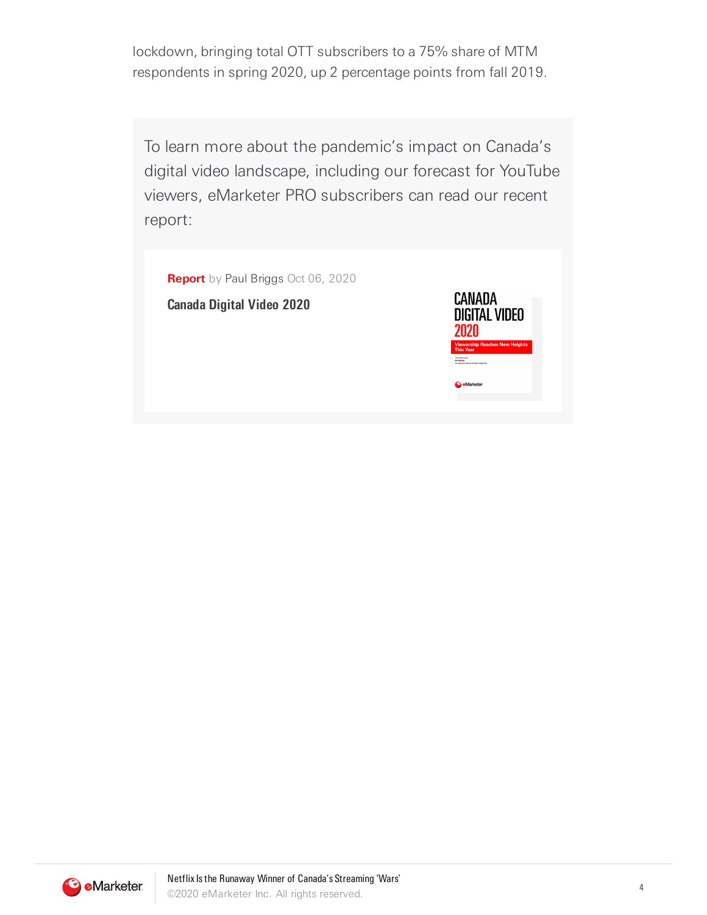lockdown, bringing total OTT subscribers to a 75% share of MTM respondents in spring 2020, up 2 percentage points from fall 2019.

To learn more about the pandemic's impact on Canada's digital video landscape, including our forecast for YouTube viewers, eMarketer PRO subscribers can read our recent report:

**Report** by Paul Briggs Oct 06, 2020

**Canada Digital Video 2020**